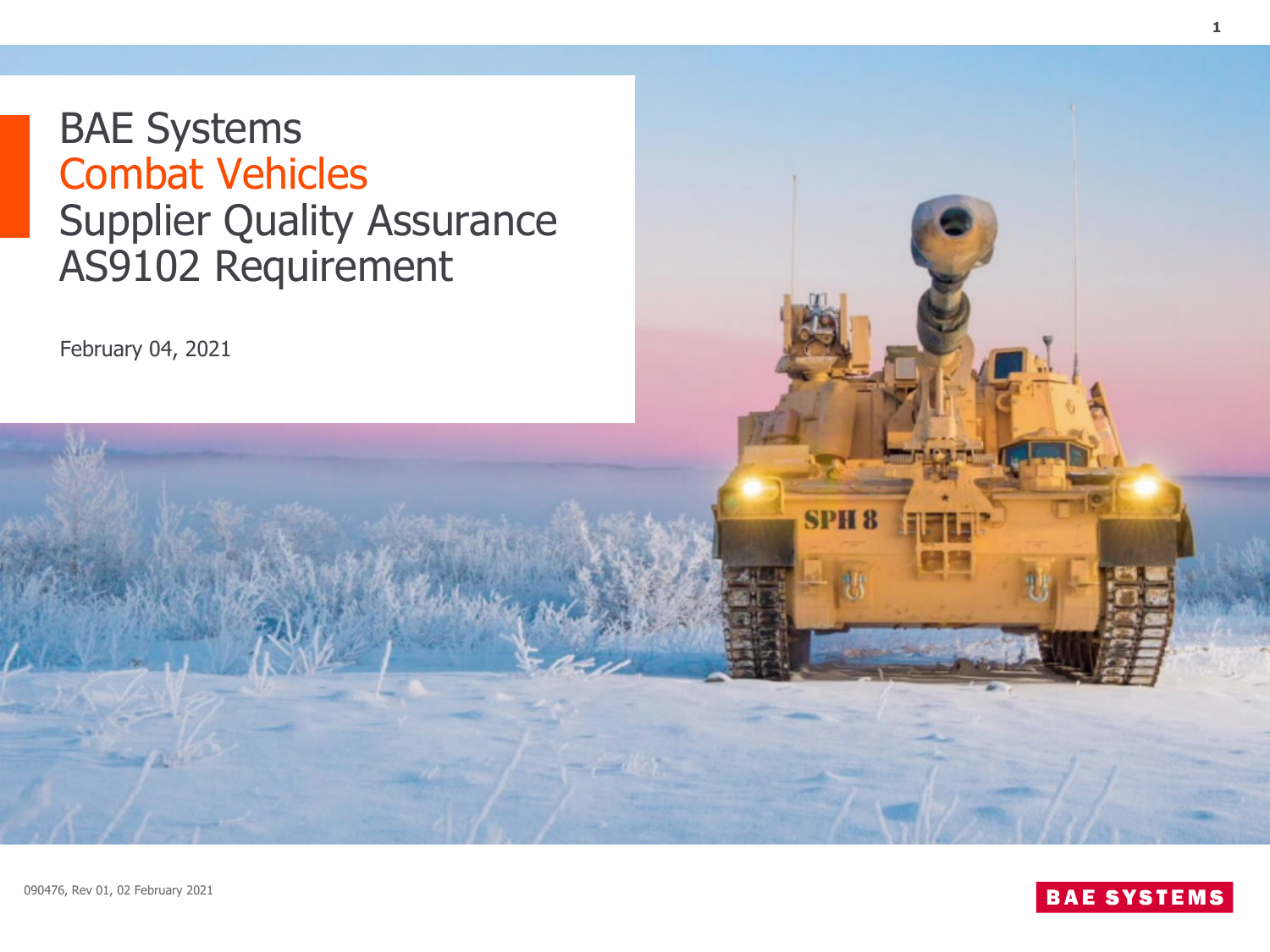# BAE Systems Combat Vehicles Supplier Quality Assurance AS9102 Requirement

February 04, 2021

090476, Rev 01, 02 February 2021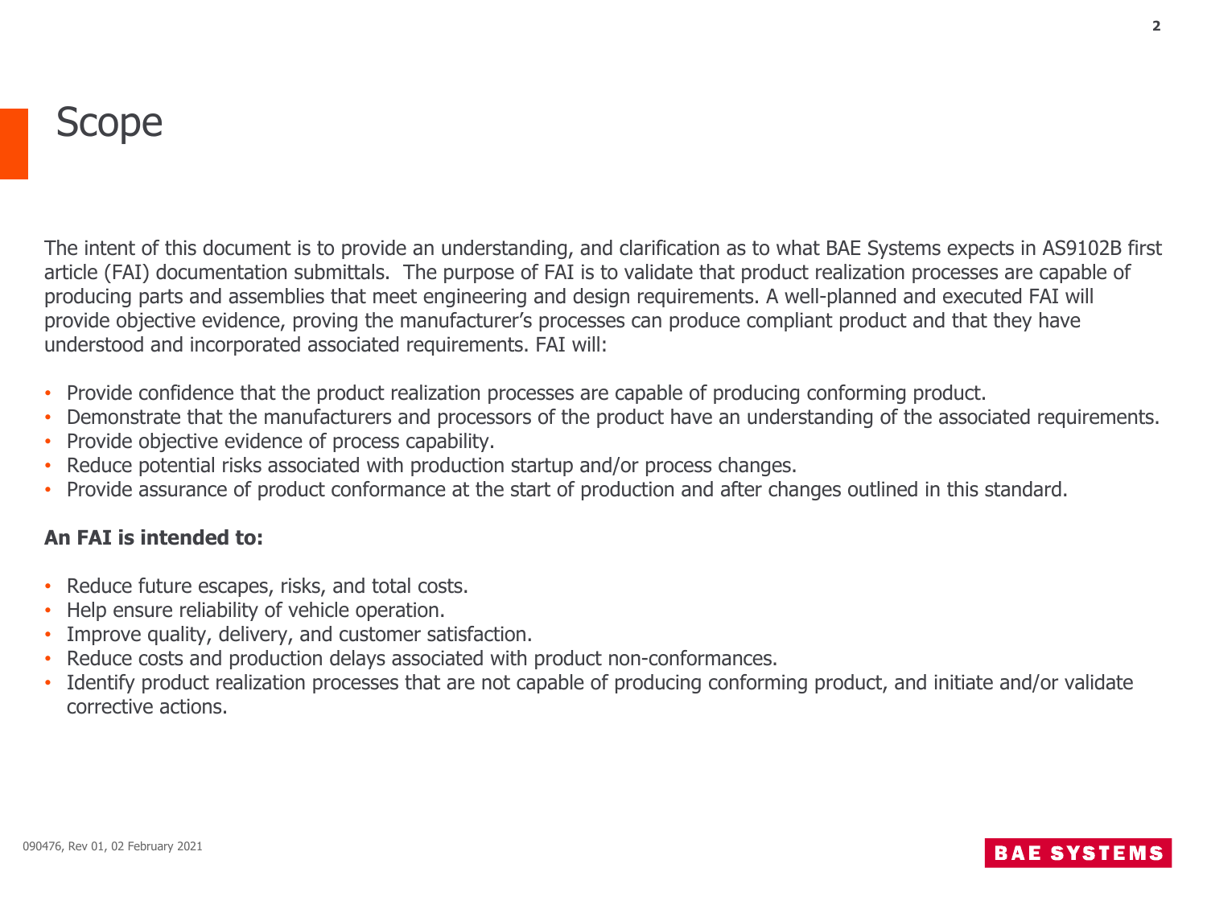# Scope

The intent of this document is to provide an understanding, and clarification as to what BAE Systems expects in AS9102B first article (FAI) documentation submittals. The purpose of FAI is to validate that product realization processes are capable of producing parts and assemblies that meet engineering and design requirements. A well-planned and executed FAI will provide objective evidence, proving the manufacturer's processes can produce compliant product and that they have understood and incorporated associated requirements. FAI will:

- Provide confidence that the product realization processes are capable of producing conforming product.
- Demonstrate that the manufacturers and processors of the product have an understanding of the associated requirements.
- Provide objective evidence of process capability.
- Reduce potential risks associated with production startup and/or process changes.
- Provide assurance of product conformance at the start of production and after changes outlined in this standard.

**An FAI is intended to:**

- Reduce future escapes, risks, and total costs.
- Help ensure reliability of vehicle operation.
- Improve quality, delivery, and customer satisfaction.
- Reduce costs and production delays associated with product non-conformances.
- Identify product realization processes that are not capable of producing conforming product, and initiate and/or validate corrective actions.

090476, Rev 01, 02 February 2021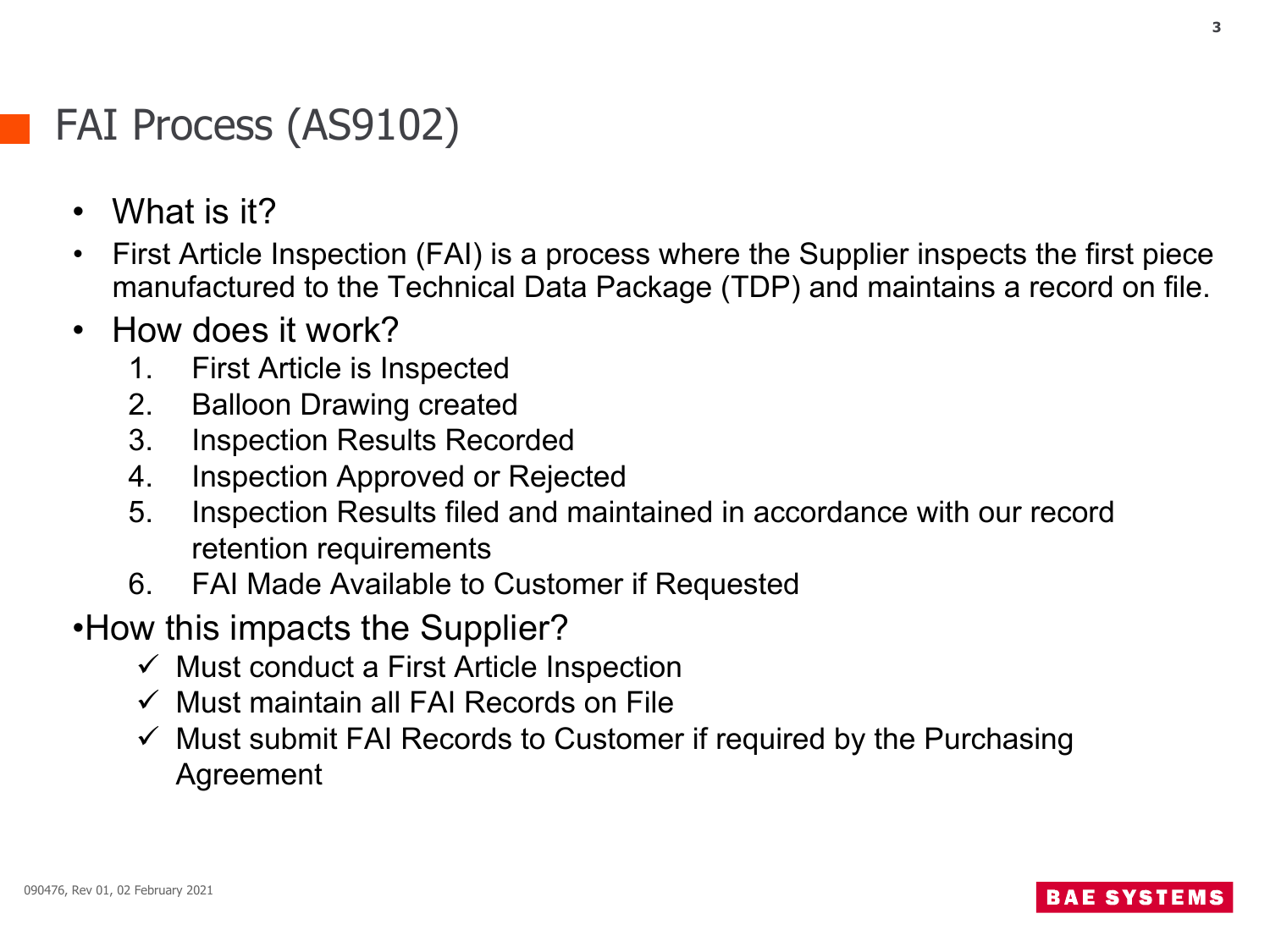# FAI Process (AS9102)

- What is it?
- First Article Inspection (FAI) is a process where the Supplier inspects the first piece manufactured to the Technical Data Package (TDP) and maintains a record on file.
- How does it work?
  1. First Article is Inspected
  2. Balloon Drawing created
  3. Inspection Results Recorded
  4. Inspection Approved or Rejected
  5. Inspection Results filed and maintained in accordance with our record retention requirements
  6. FAI Made Available to Customer if Requested
- How this impacts the Supplier?
  - ✓ Must conduct a First Article Inspection
  - ✓ Must maintain all FAI Records on File
  - ✓ Must submit FAI Records to Customer if required by the Purchasing Agreement

090476, Rev 01, 02 February 2021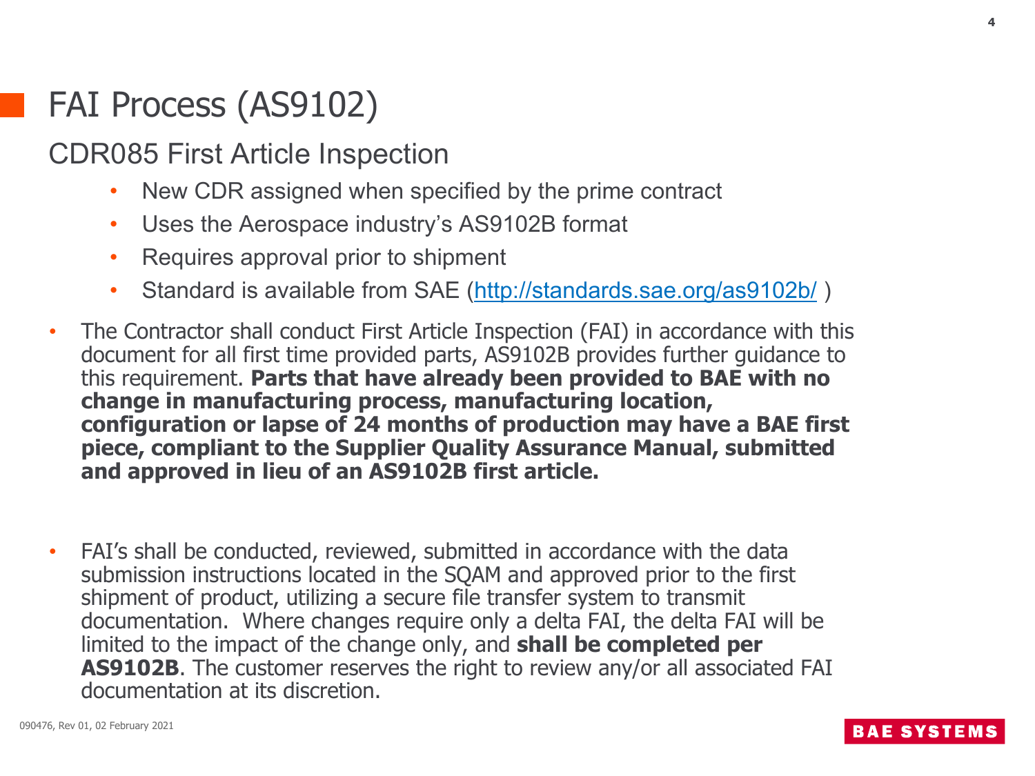# FAI Process (AS9102)

## CDR085 First Article Inspection

- New CDR assigned when specified by the prime contract
- Uses the Aerospace industry's AS9102B format
- Requires approval prior to shipment
- Standard is available from SAE (http://standards.sae.org/as9102b/ )

- The Contractor shall conduct First Article Inspection (FAI) in accordance with this document for all first time provided parts, AS9102B provides further guidance to this requirement. **Parts that have already been provided to BAE with no change in manufacturing process, manufacturing location, configuration or lapse of 24 months of production may have a BAE first piece, compliant to the Supplier Quality Assurance Manual, submitted and approved in lieu of an AS9102B first article.**

- FAI's shall be conducted, reviewed, submitted in accordance with the data submission instructions located in the SQAM and approved prior to the first shipment of product, utilizing a secure file transfer system to transmit documentation. Where changes require only a delta FAI, the delta FAI will be limited to the impact of the change only, and **shall be completed per AS9102B**. The customer reserves the right to review any/or all associated FAI documentation at its discretion.

090476, Rev 01, 02 February 2021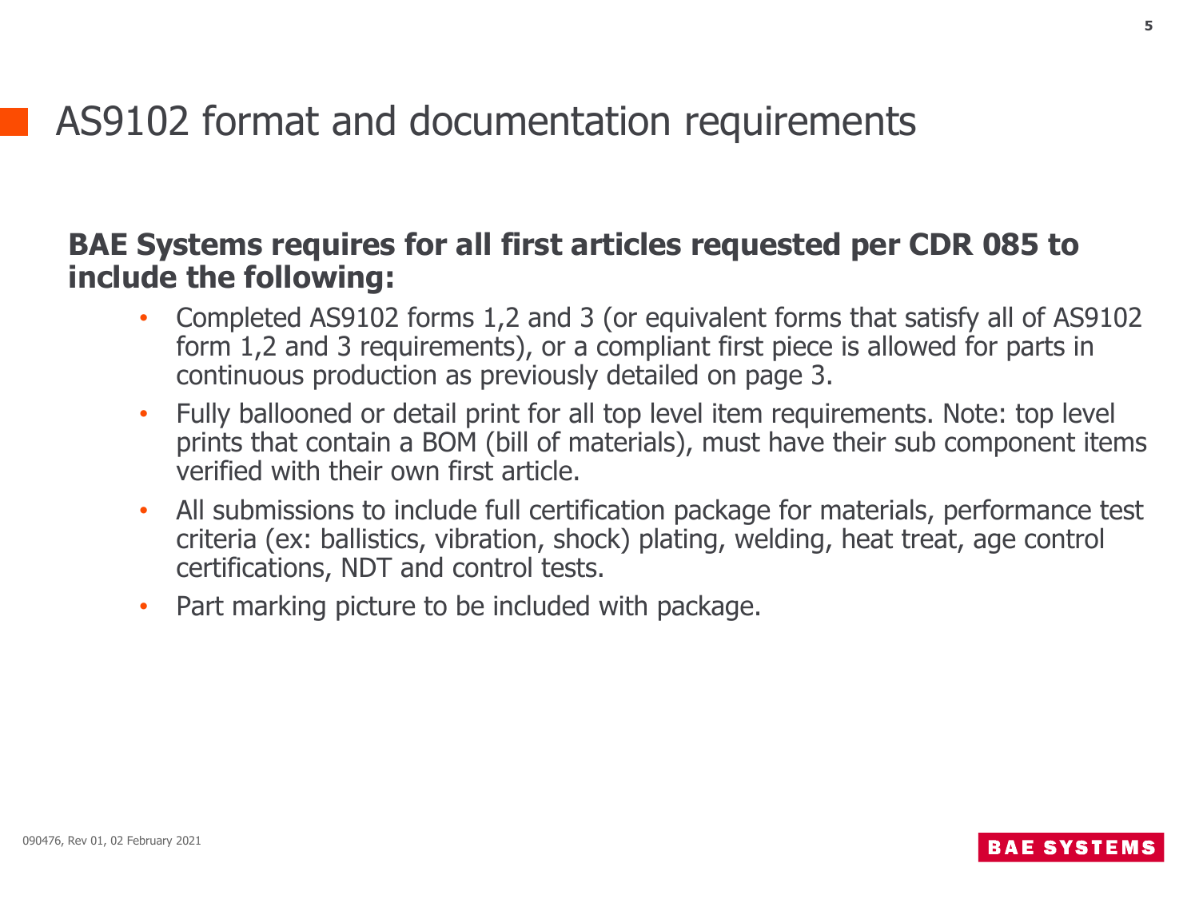# AS9102 format and documentation requirements

**BAE Systems requires for all first articles requested per CDR 085 to include the following:**

- Completed AS9102 forms 1,2 and 3 (or equivalent forms that satisfy all of AS9102 form 1,2 and 3 requirements), or a compliant first piece is allowed for parts in continuous production as previously detailed on page 3.
- Fully ballooned or detail print for all top level item requirements. Note: top level prints that contain a BOM (bill of materials), must have their sub component items verified with their own first article.
- All submissions to include full certification package for materials, performance test criteria (ex: ballistics, vibration, shock) plating, welding, heat treat, age control certifications, NDT and control tests.
- Part marking picture to be included with package.

090476, Rev 01, 02 February 2021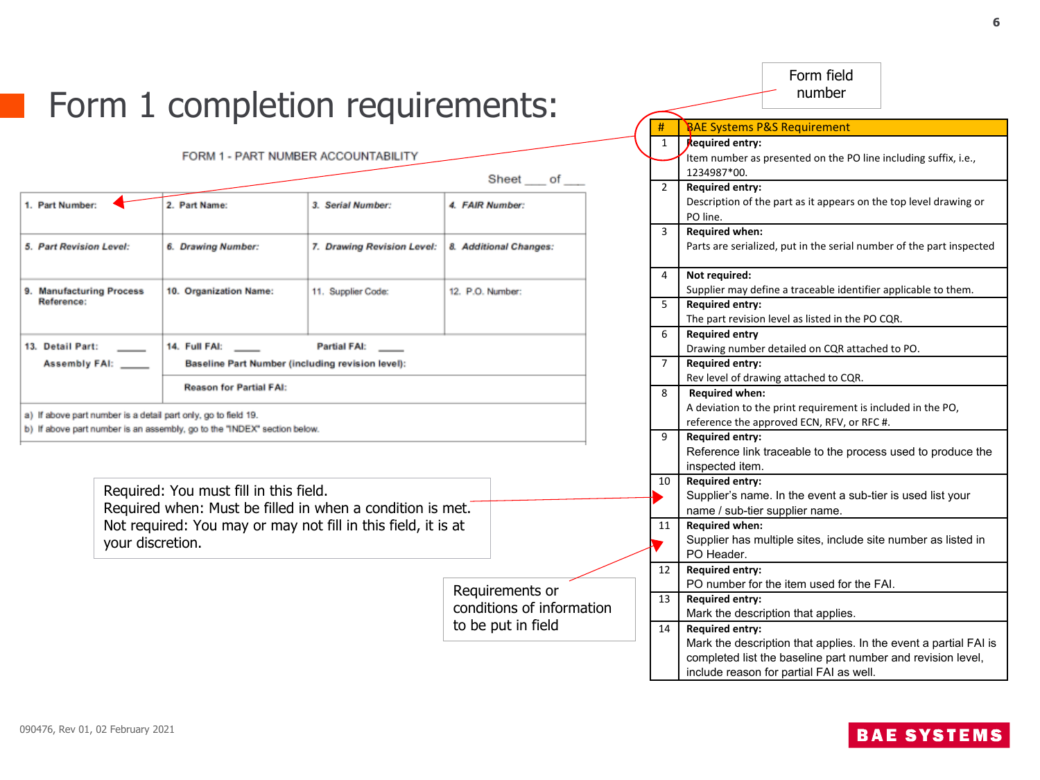# Form 1 completion requirements:

FORM 1 - PART NUMBER ACCOUNTABILITY

Sheet ___ of ___

| 1. Part Number: | 2. Part Name: | 3. Serial Number: | 4. FAIR Number: |
|---|---|---|---|
| 5. Part Revision Level: | 6. Drawing Number: | 7. Drawing Revision Level: | 8. Additional Changes: |
| 9. Manufacturing Process Reference: | 10. Organization Name: | 11. Supplier Code: | 12. P.O. Number: |
| 13. Detail Part: _____ Assembly FAI: _____ | 14. Full FAI: _____ Partial FAI: _____ Baseline Part Number (including revision level): | | |
| | Reason for Partial FAI: | | |

a) If above part number is a detail part only, go to field 19.
b) If above part number is an assembly, go to the "INDEX" section below.

Form field number

| # | BAE Systems P&S Requirement |
|---|---|
| 1 | **Required entry:** Item number as presented on the PO line including suffix, i.e., 1234987*00. |
| 2 | **Required entry:** Description of the part as it appears on the top level drawing or PO line. |
| 3 | **Required when:** Parts are serialized, put in the serial number of the part inspected |
| 4 | **Not required:** Supplier may define a traceable identifier applicable to them. |
| 5 | **Required entry:** The part revision level as listed in the PO CQR. |
| 6 | **Required entry** Drawing number detailed on CQR attached to PO. |
| 7 | **Required entry:** Rev level of drawing attached to CQR. |
| 8 | **Required when:** A deviation to the print requirement is included in the PO, reference the approved ECN, RFV, or RFC #. |
| 9 | **Required entry:** Reference link traceable to the process used to produce the inspected item. |
| 10 | **Required entry:** Supplier's name. In the event a sub-tier is used list your name / sub-tier supplier name. |
| 11 | **Required when:** Supplier has multiple sites, include site number as listed in PO Header. |
| 12 | **Required entry:** PO number for the item used for the FAI. |
| 13 | **Required entry:** Mark the description that applies. |
| 14 | **Required entry:** Mark the description that applies. In the event a partial FAI is completed list the baseline part number and revision level, include reason for partial FAI as well. |

Required: You must fill in this field.
Required when: Must be filled in when a condition is met.
Not required: You may or may not fill in this field, it is at your discretion.

Requirements or conditions of information to be put in field

090476, Rev 01, 02 February 2021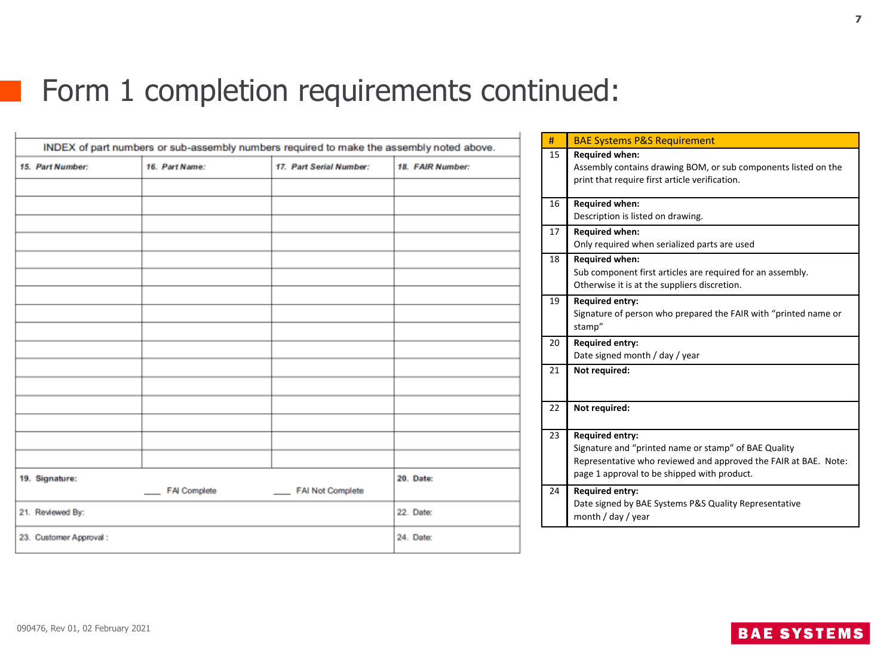# Form 1 completion requirements continued:

INDEX of part numbers or sub-assembly numbers required to make the assembly noted above.

| 15. Part Number: | 16. Part Name: | 17. Part Serial Number: | 18. FAIR Number: |
|---|---|---|---|
| | | | |
| | | | |
| | | | |
| | | | |
| | | | |
| | | | |
| | | | |
| | | | |
| | | | |
| | | | |
| | | | |
| | | | |
| | | | |
| | | | |
| | | | |
| | | | |

| 19. Signature: ___ FAI Complete ___ FAI Not Complete | 20. Date: |
|---|---|
| 21. Reviewed By: | 22. Date: |
| 23. Customer Approval : | 24. Date: |

| # | BAE Systems P&S Requirement |
|---|---|
| 15 | **Required when:** Assembly contains drawing BOM, or sub components listed on the print that require first article verification. |
| 16 | **Required when:** Description is listed on drawing. |
| 17 | **Required when:** Only required when serialized parts are used |
| 18 | **Required when:** Sub component first articles are required for an assembly. Otherwise it is at the suppliers discretion. |
| 19 | **Required entry:** Signature of person who prepared the FAIR with "printed name or stamp" |
| 20 | **Required entry:** Date signed month / day / year |
| 21 | **Not required:** |
| 22 | **Not required:** |
| 23 | **Required entry:** Signature and "printed name or stamp" of BAE Quality Representative who reviewed and approved the FAIR at BAE. Note: page 1 approval to be shipped with product. |
| 24 | **Required entry:** Date signed by BAE Systems P&S Quality Representative month / day / year |

090476, Rev 01, 02 February 2021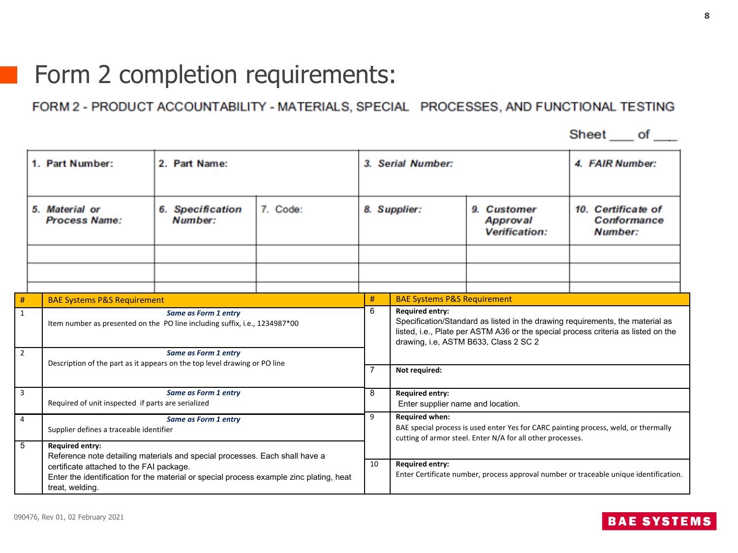# Form 2 completion requirements:

FORM 2 - PRODUCT ACCOUNTABILITY - MATERIALS, SPECIAL PROCESSES, AND FUNCTIONAL TESTING

Sheet ___ of ___

| 1. Part Number: | 2. Part Name: | | 3. Serial Number: | | 4. FAIR Number: |
|---|---|---|---|---|---|
| **5. Material or Process Name:** | **6. Specification Number:** | 7. Code: | **8. Supplier:** | **9. Customer Approval Verification:** | **10. Certificate of Conformance Number:** |
| | | | | | |
| | | | | | |

| # | BAE Systems P&S Requirement | # | BAE Systems P&S Requirement |
|---|---|---|---|
| 1 | ***Same as Form 1 entry*** Item number as presented on the PO line including suffix, i.e., 1234987*00 | 6 | **Required entry:** Specification/Standard as listed in the drawing requirements, the material as listed, i.e., Plate per ASTM A36 or the special process criteria as listed on the drawing, i.e, ASTM B633, Class 2 SC 2 |
| 2 | ***Same as Form 1 entry*** Description of the part as it appears on the top level drawing or PO line | 7 | **Not required:** |
| 3 | ***Same as Form 1 entry*** Required of unit inspected if parts are serialized | 8 | **Required entry:** Enter supplier name and location. |
| 4 | ***Same as Form 1 entry*** Supplier defines a traceable identifier | 9 | **Required when:** BAE special process is used enter Yes for CARC painting process, weld, or thermally cutting of armor steel. Enter N/A for all other processes. |
| 5 | **Required entry:** Reference note detailing materials and special processes. Each shall have a certificate attached to the FAI package. Enter the identification for the material or special process example zinc plating, heat treat, welding. | 10 | **Required entry:** Enter Certificate number, process approval number or traceable unique identification. |

090476, Rev 01, 02 February 2021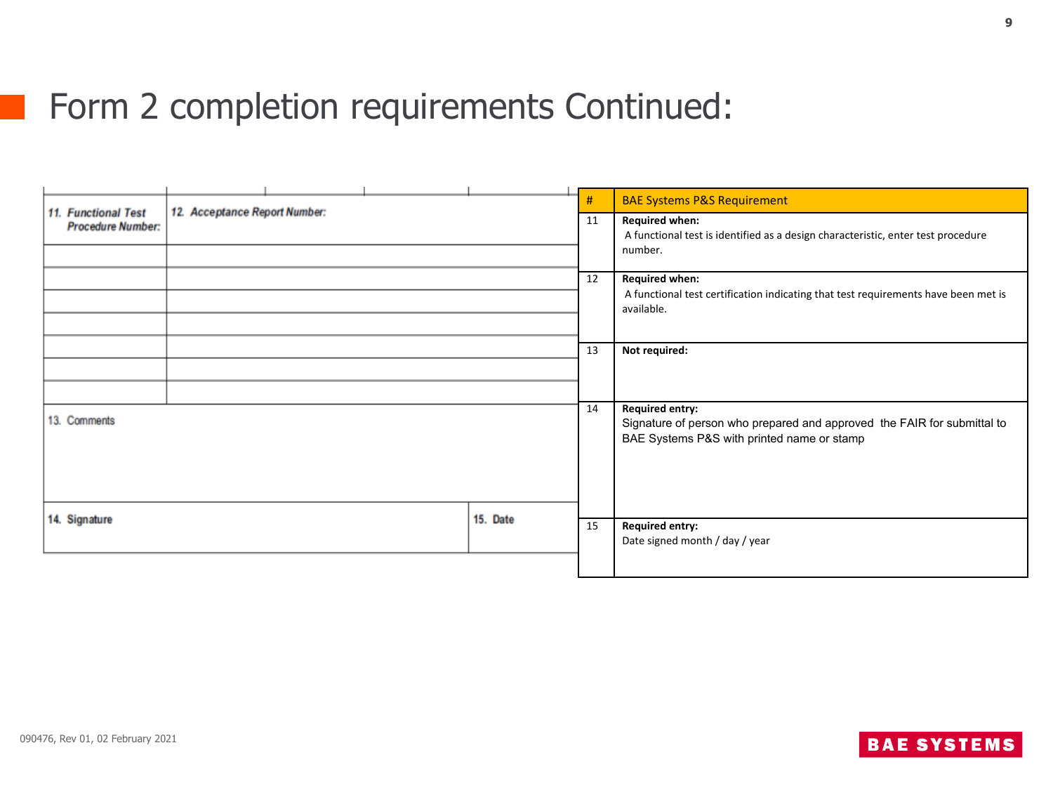# Form 2 completion requirements Continued:

| 11. Functional Test Procedure Number: | 12. Acceptance Report Number: |
|---|---|
| | |
| | |
| | |
| | |
| | |
| | |
| | |

| 13. Comments | |
|---|---|
| | |

| 14. Signature | 15. Date |
|---|---|
| | |

| # | BAE Systems P&S Requirement |
|---|---|
| 11 | **Required when:** A functional test is identified as a design characteristic, enter test procedure number. |
| 12 | **Required when:** A functional test certification indicating that test requirements have been met is available. |
| 13 | **Not required:** |
| 14 | **Required entry:** Signature of person who prepared and approved the FAIR for submittal to BAE Systems P&S with printed name or stamp |
| 15 | **Required entry:** Date signed month / day / year |

090476, Rev 01, 02 February 2021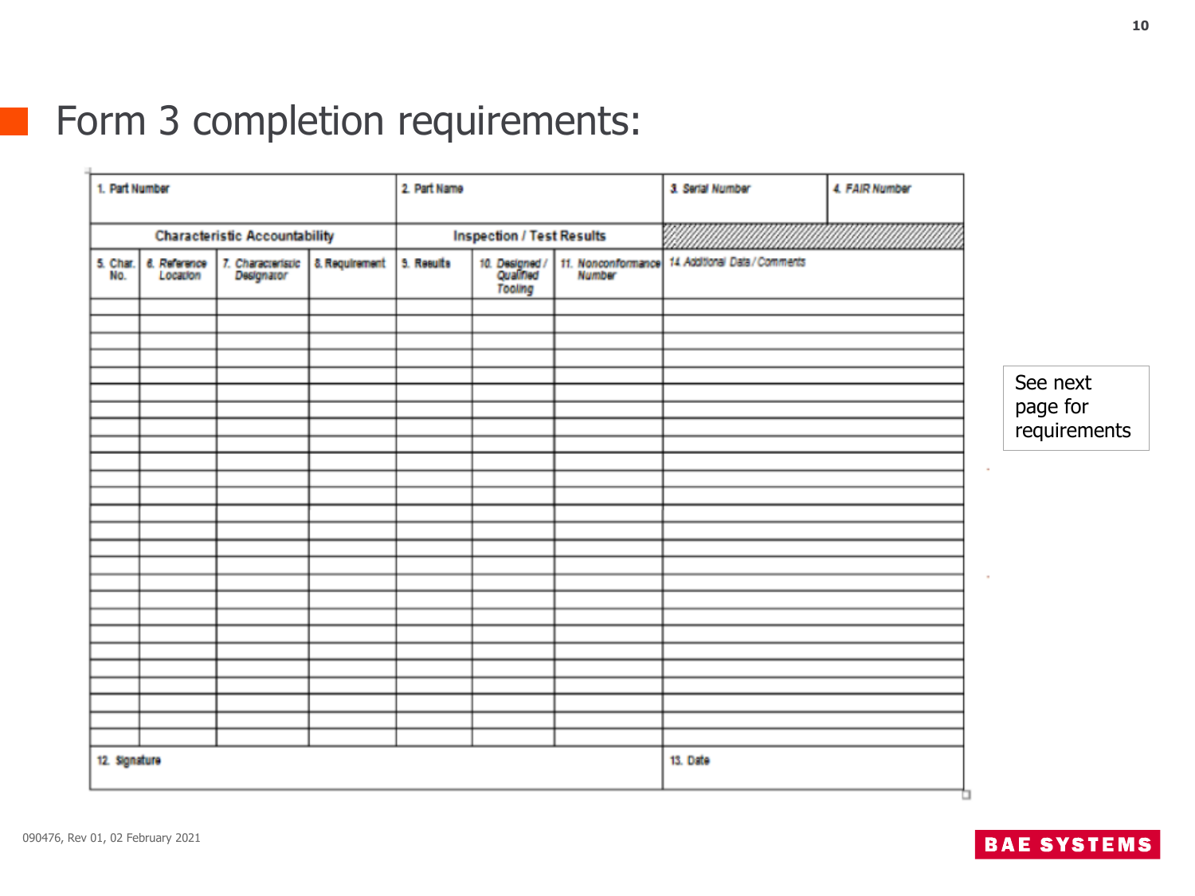# Form 3 completion requirements:

| 1. Part Number | | | | 2. Part Name | | | 3. Serial Number | 4. FAIR Number |
|---|---|---|---|---|---|---|---|---|
| Characteristic Accountability | | | | Inspection / Test Results | | | | |
| 5. Char. No. | 6. Reference Location | 7. Characteristic Designator | 8. Requirement | 9. Results | 10. Designed / Qualified Tooling | 11. Nonconformance Number | 14. Additional Data / Comments | |
| | | | | | | | | |
| | | | | | | | | |
| | | | | | | | | |
| | | | | | | | | |
| | | | | | | | | |
| | | | | | | | | |
| | | | | | | | | |
| | | | | | | | | |
| | | | | | | | | |
| | | | | | | | | |
| | | | | | | | | |
| | | | | | | | | |
| | | | | | | | | |
| | | | | | | | | |
| | | | | | | | | |
| | | | | | | | | |
| | | | | | | | | |
| | | | | | | | | |
| | | | | | | | | |
| | | | | | | | | |
| | | | | | | | | |
| | | | | | | | | |
| | | | | | | | | |
| | | | | | | | | |
| | | | | | | | | |
| 12. Signature | | | | | | | 13. Date | |

See next page for requirements

090476, Rev 01, 02 February 2021

BAE SYSTEMS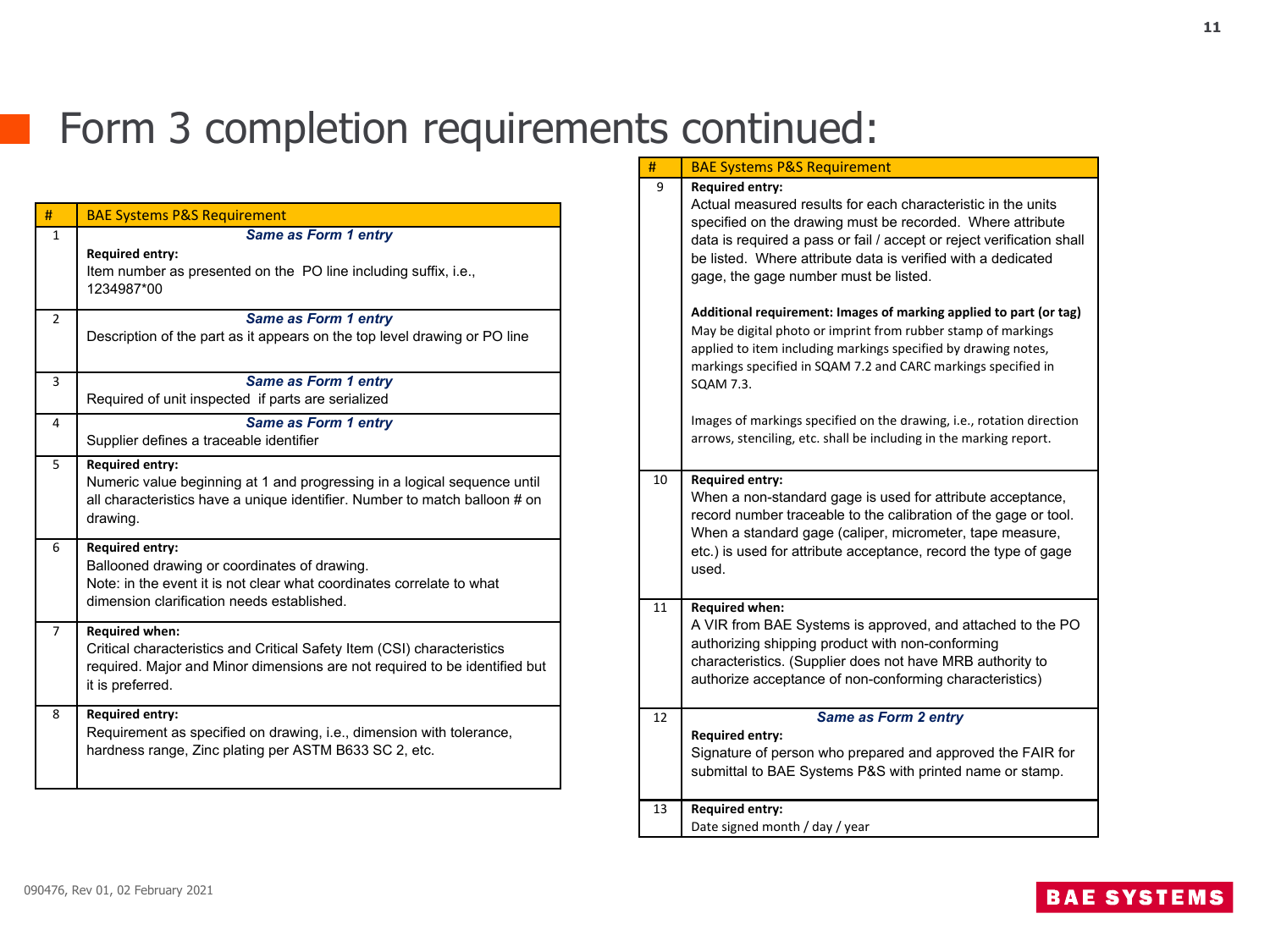# Form 3 completion requirements continued:

| # | BAE Systems P&S Requirement |
|---|---|
| 1 | ***Same as Form 1 entry*** **Required entry:** Item number as presented on the PO line including suffix, i.e., 1234987*00 |
| 2 | ***Same as Form 1 entry*** Description of the part as it appears on the top level drawing or PO line |
| 3 | ***Same as Form 1 entry*** Required of unit inspected if parts are serialized |
| 4 | ***Same as Form 1 entry*** Supplier defines a traceable identifier |
| 5 | **Required entry:** Numeric value beginning at 1 and progressing in a logical sequence until all characteristics have a unique identifier. Number to match balloon # on drawing. |
| 6 | **Required entry:** Ballooned drawing or coordinates of drawing. Note: in the event it is not clear what coordinates correlate to what dimension clarification needs established. |
| 7 | **Required when:** Critical characteristics and Critical Safety Item (CSI) characteristics required. Major and Minor dimensions are not required to be identified but it is preferred. |
| 8 | **Required entry:** Requirement as specified on drawing, i.e., dimension with tolerance, hardness range, Zinc plating per ASTM B633 SC 2, etc. |

| # | BAE Systems P&S Requirement |
|---|---|
| 9 | **Required entry:** Actual measured results for each characteristic in the units specified on the drawing must be recorded. Where attribute data is required a pass or fail / accept or reject verification shall be listed. Where attribute data is verified with a dedicated gage, the gage number must be listed. **Additional requirement: Images of marking applied to part (or tag)** May be digital photo or imprint from rubber stamp of markings applied to item including markings specified by drawing notes, markings specified in SQAM 7.2 and CARC markings specified in SQAM 7.3. Images of markings specified on the drawing, i.e., rotation direction arrows, stenciling, etc. shall be including in the marking report. |
| 10 | **Required entry:** When a non-standard gage is used for attribute acceptance, record number traceable to the calibration of the gage or tool. When a standard gage (caliper, micrometer, tape measure, etc.) is used for attribute acceptance, record the type of gage used. |
| 11 | **Required when:** A VIR from BAE Systems is approved, and attached to the PO authorizing shipping product with non-conforming characteristics. (Supplier does not have MRB authority to authorize acceptance of non-conforming characteristics) |
| 12 | ***Same as Form 2 entry*** **Required entry:** Signature of person who prepared and approved the FAIR for submittal to BAE Systems P&S with printed name or stamp. |
| 13 | **Required entry:** Date signed month / day / year |

090476, Rev 01, 02 February 2021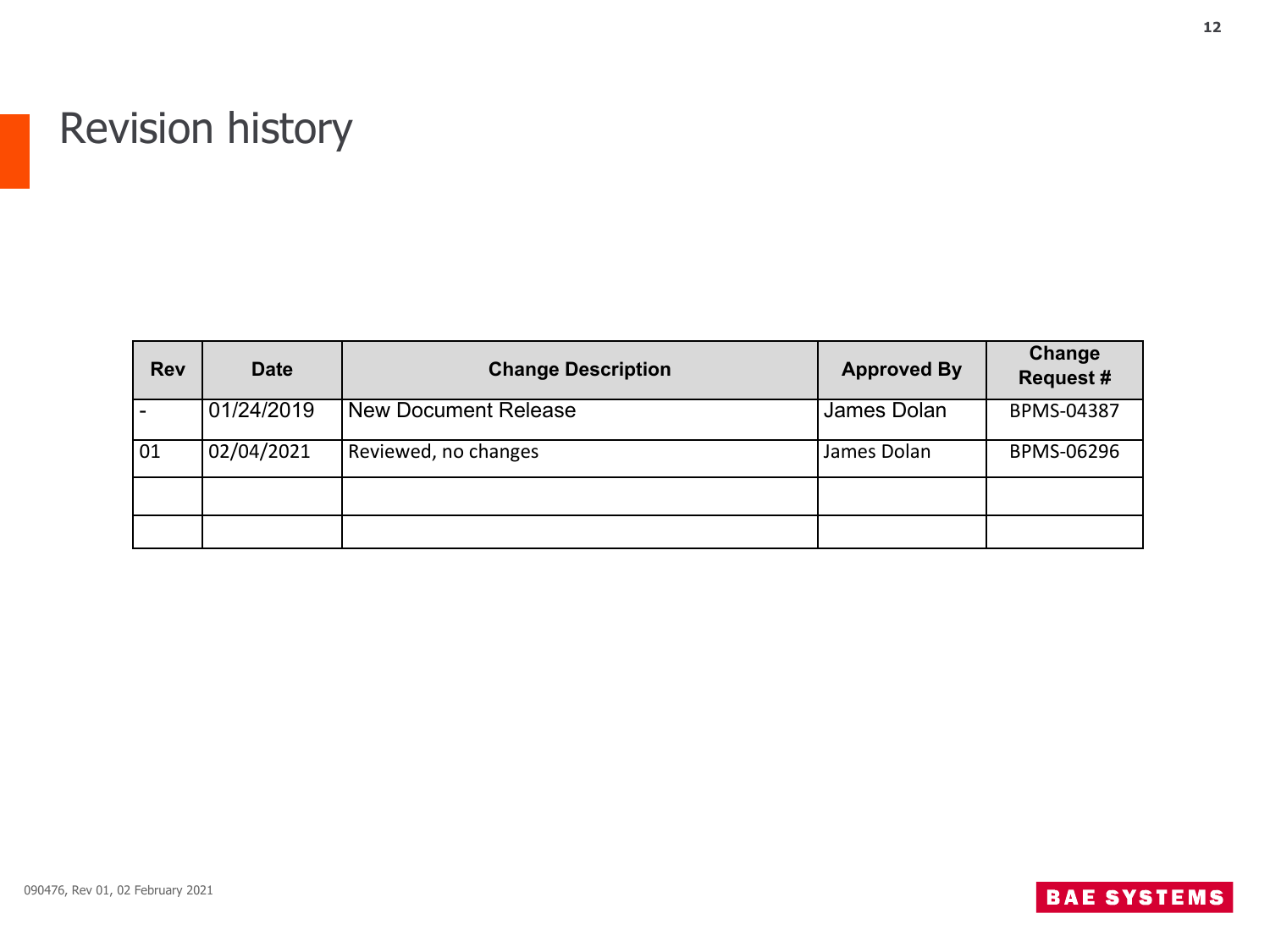# Revision history

| Rev | Date | Change Description | Approved By | Change Request # |
|---|---|---|---|---|
| - | 01/24/2019 | New Document Release | James Dolan | BPMS-04387 |
| 01 | 02/04/2021 | Reviewed, no changes | James Dolan | BPMS-06296 |
| | | | | |
| | | | | |